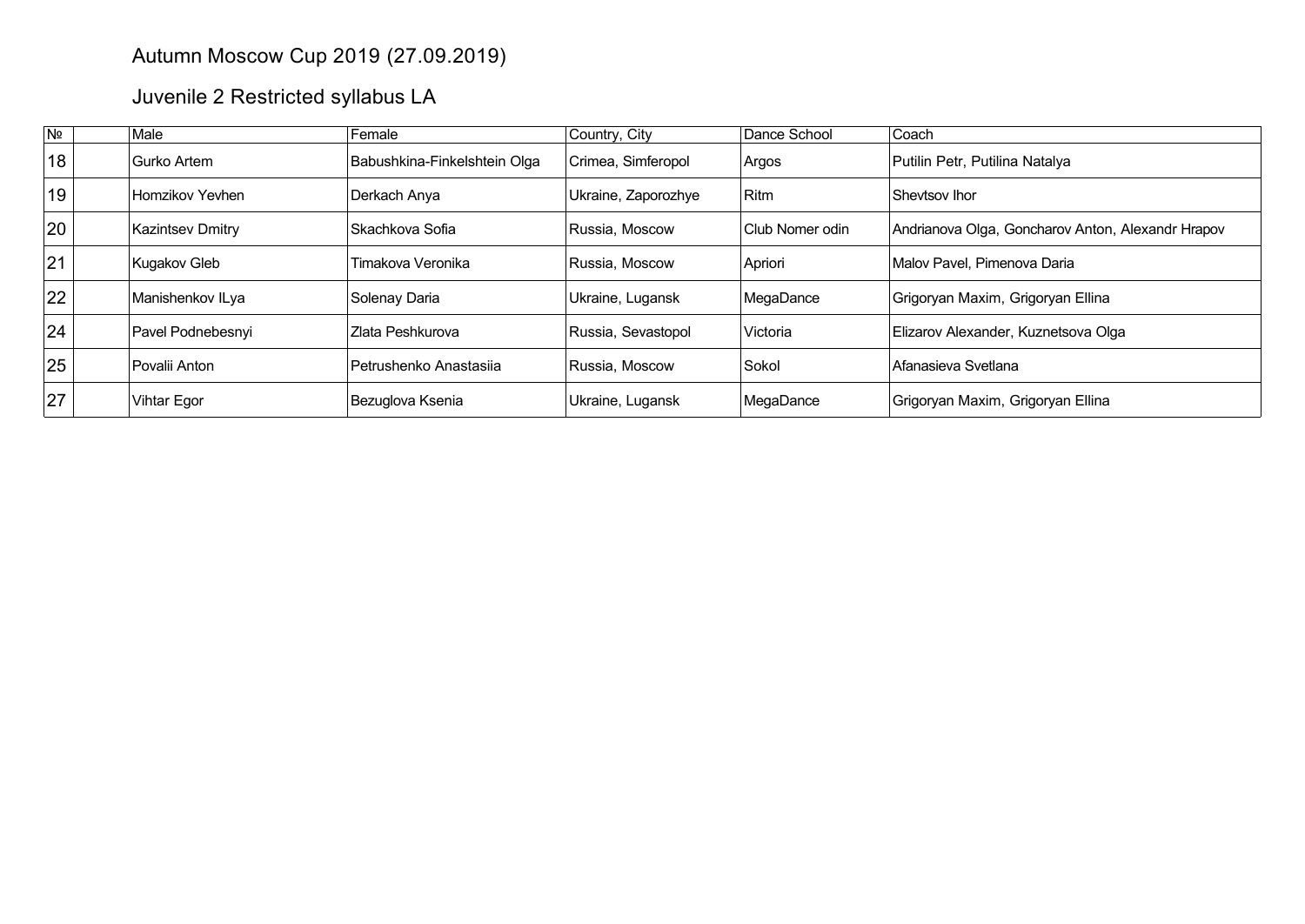# Autumn Moscow Cup 2019 (27.09.2019)

## Juvenile 2 Restricted syllabus LA

| № | | Male | Female | Country, City | Dance School | Coach |
|---|---|---|---|---|---|---|
| 18 | | Gurko Artem | Babushkina-Finkelshtein Olga | Crimea, Simferopol | Argos | Putilin Petr, Putilina Natalya |
| 19 | | Homzikov Yevhen | Derkach Anya | Ukraine, Zaporozhye | Ritm | Shevtsov Ihor |
| 20 | | Kazintsev Dmitry | Skachkova Sofia | Russia, Moscow | Club Nomer odin | Andrianova Olga, Goncharov Anton, Alexandr Hrapov |
| 21 | | Kugakov Gleb | Timakova Veronika | Russia, Moscow | Apriori | Malov Pavel, Pimenova Daria |
| 22 | | Manishenkov ILya | Solenay Daria | Ukraine, Lugansk | MegaDance | Grigoryan Maxim, Grigoryan Ellina |
| 24 | | Pavel Podnebesnyi | Zlata Peshkurova | Russia, Sevastopol | Victoria | Elizarov Alexander, Kuznetsova Olga |
| 25 | | Povalii Anton | Petrushenko Anastasiia | Russia, Moscow | Sokol | Afanasieva Svetlana |
| 27 | | Vihtar Egor | Bezuglova Ksenia | Ukraine, Lugansk | MegaDance | Grigoryan Maxim, Grigoryan Ellina |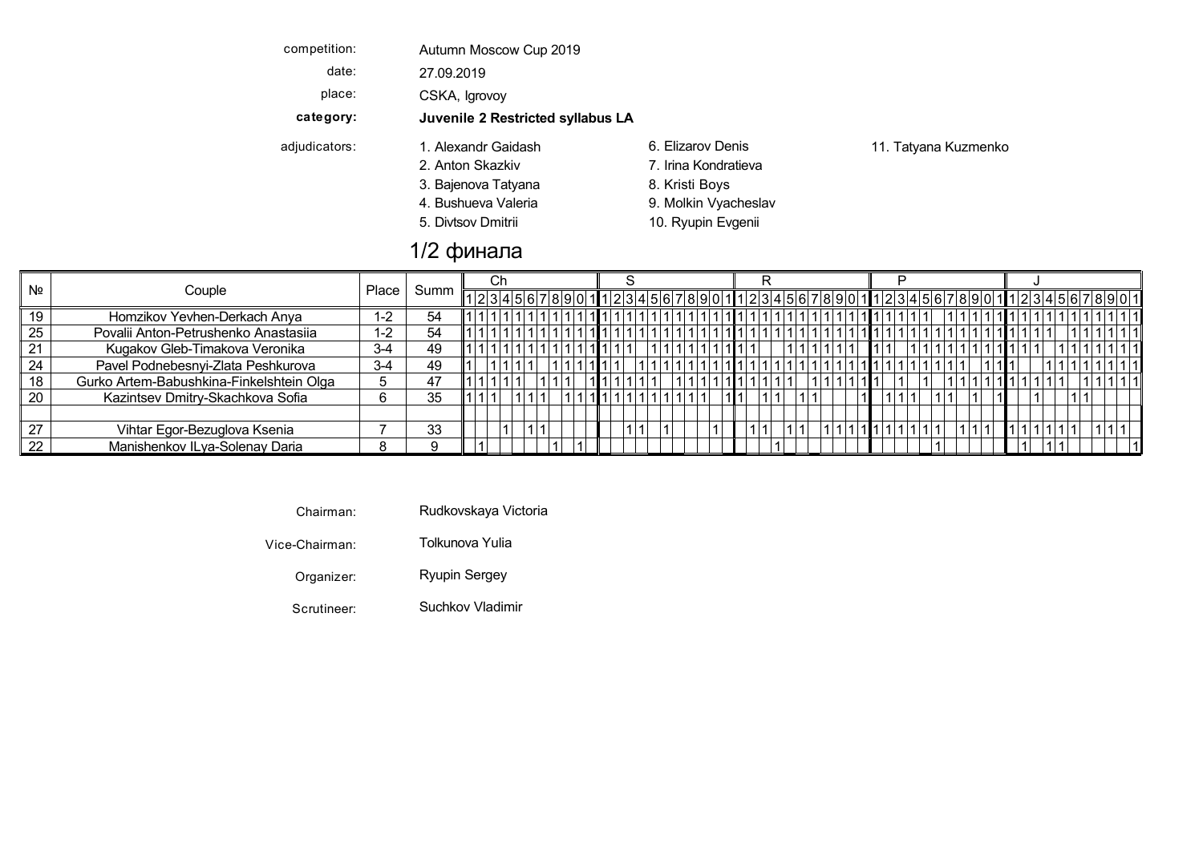competition: Autumn Moscow Cup 2019

date: 27.09.2019

place: CSKA, Igrovoy

**category: Juvenile 2 Restricted syllabus LA**

adjudicators:

1. Alexandr Gaidash
2. Anton Skazkiv
3. Bajenova Tatyana
4. Bushueva Valeria
5. Divtsov Dmitrii
6. Elizarov Denis
7. Irina Kondratieva
8. Kristi Boys
9. Molkin Vyacheslav
10. Ryupin Evgenii
11. Tatyana Kuzmenko

## 1/2 финала

| № | Couple | Place | Summ | Ch | | | | | | | | | | | S | | | | | | | | | | | R | | | | | | | | | | | P | | | | | | | | | | | J | | | | | | | | | | |
|---|---|---|---|---|---|---|---|---|---|---|---|---|---|---|---|---|---|---|---|---|---|---|---|---|---|---|---|---|---|---|---|---|---|---|---|---|---|---|---|---|---|---|---|---|---|---|---|---|---|---|---|---|---|---|---|---|---|---|
| | | | | 1 | 2 | 3 | 4 | 5 | 6 | 7 | 8 | 9 | 0 | 1 | 1 | 2 | 3 | 4 | 5 | 6 | 7 | 8 | 9 | 0 | 1 | 1 | 2 | 3 | 4 | 5 | 6 | 7 | 8 | 9 | 0 | 1 | 1 | 2 | 3 | 4 | 5 | 6 | 7 | 8 | 9 | 0 | 1 | 1 | 2 | 3 | 4 | 5 | 6 | 7 | 8 | 9 | 0 | 1 |
| 19 | Homzikov Yevhen-Derkach Anya | 1-2 | 54 | 1 | 1 | 1 | 1 | 1 | 1 | 1 | 1 | 1 | 1 | 1 | 1 | 1 | 1 | 1 | 1 | 1 | 1 | 1 | 1 | 1 | 1 | 1 | 1 | 1 | 1 | 1 | 1 | 1 | 1 | 1 | 1 | 1 | 1 | 1 | 1 | 1 | 1 | 1 | | 1 | 1 | 1 | 1 | 1 | 1 | 1 | 1 | 1 | 1 | 1 | 1 | 1 | 1 | 1 |
| 25 | Povalii Anton-Petrushenko Anastasiia | 1-2 | 54 | 1 | 1 | 1 | 1 | 1 | 1 | 1 | 1 | 1 | 1 | 1 | 1 | 1 | 1 | 1 | 1 | 1 | 1 | 1 | 1 | 1 | 1 | 1 | 1 | 1 | 1 | 1 | 1 | 1 | 1 | 1 | 1 | 1 | 1 | 1 | 1 | 1 | 1 | 1 | 1 | 1 | 1 | 1 | 1 | 1 | 1 | 1 | 1 | 1 | | 1 | 1 | 1 | 1 | 1 |
| 21 | Kugakov Gleb-Timakova Veronika | 3-4 | 49 | 1 | 1 | 1 | 1 | 1 | 1 | 1 | 1 | 1 | 1 | 1 | 1 | 1 | 1 | | 1 | 1 | 1 | 1 | 1 | 1 | 1 | 1 | 1 | | | | 1 | 1 | 1 | 1 | 1 | 1 | 1 | 1 | | 1 | 1 | 1 | 1 | 1 | 1 | 1 | 1 | 1 | 1 | 1 | | 1 | 1 | 1 | 1 | 1 | 1 | 1 |
| 24 | Pavel Podnebesnyi-Zlata Peshkurova | 3-4 | 49 | 1 | | 1 | 1 | 1 | 1 | | 1 | 1 | 1 | 1 | 1 | 1 | | 1 | 1 | 1 | 1 | 1 | 1 | 1 | 1 | 1 | 1 | 1 | 1 | 1 | 1 | 1 | 1 | 1 | 1 | 1 | 1 | 1 | 1 | 1 | 1 | 1 | 1 | 1 | | 1 | 1 | | | 1 | 1 | 1 | 1 | 1 | 1 | 1 | 1 |
| 18 | Gurko Artem-Babushkina-Finkelshtein Olga | 5 | 47 | 1 | 1 | 1 | 1 | 1 | | 1 | 1 | 1 | | 1 | 1 | 1 | 1 | 1 | 1 | 1 | | 1 | 1 | 1 | 1 | 1 | 1 | 1 | 1 | 1 | 1 | | 1 | 1 | 1 | 1 | 1 | | 1 | | 1 | | 1 | 1 | 1 | 1 | 1 | 1 | 1 | 1 | 1 | 1 | 1 | | 1 | 1 | 1 | 1 |
| 20 | Kazintsev Dmitry-Skachkova Sofia | 6 | 35 | 1 | 1 | 1 | | 1 | 1 | 1 | | 1 | 1 | 1 | 1 | 1 | 1 | 1 | 1 | 1 | 1 | 1 | 1 | | 1 | 1 | | 1 | 1 | | 1 | 1 | | | | 1 | | 1 | 1 | 1 | | 1 | 1 | | 1 | | 1 | | | 1 | | | 1 | 1 | | | | |
| 27 | Vihtar Egor-Bezuglova Ksenia | 7 | 33 | | | | 1 | | 1 | 1 | | | | | | | 1 | 1 | | 1 | | | | 1 | | | 1 | 1 | | 1 | 1 | | 1 | 1 | 1 | 1 | 1 | 1 | 1 | 1 | 1 | 1 | | 1 | 1 | 1 | | 1 | 1 | 1 | 1 | 1 | 1 | | 1 | 1 | 1 | |
| 22 | Manishenkov ILya-Solenay Daria | 8 | 9 | | 1 | | | | | | 1 | | 1 | | | | | | | | | | | | | | | | 1 | | | | | | | | | | | | | | 1 | | | | | | 1 | | 1 | 1 | | | | | | 1 |

Chairman: Rudkovskaya Victoria

Vice-Chairman: Tolkunova Yulia

Organizer: Ryupin Sergey

Scrutineer: Suchkov Vladimir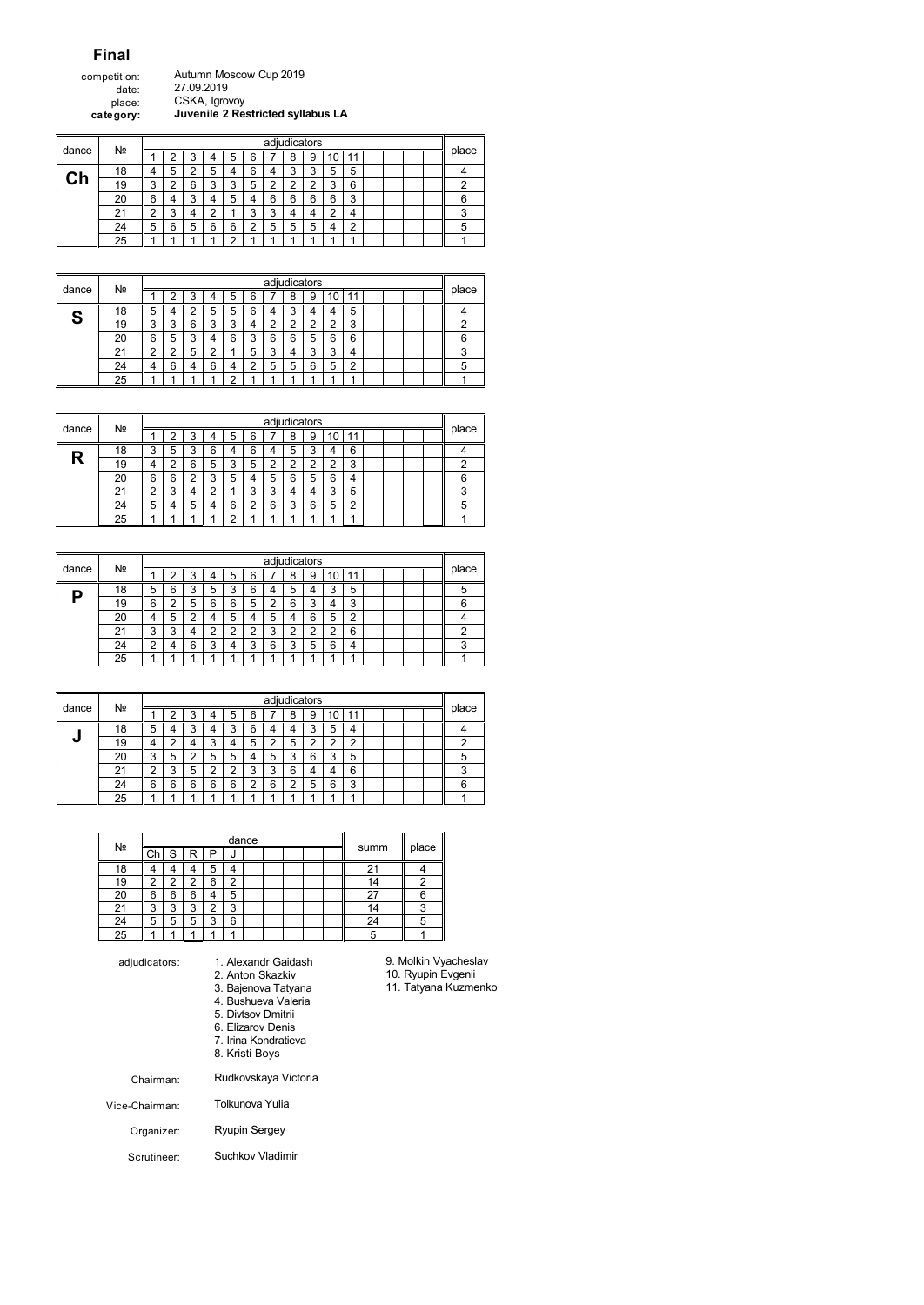# Final

competition: Autumn Moscow Cup 2019
date: 27.09.2019
place: CSKA, Igrovoy
**category:** **Juvenile 2 Restricted syllabus LA**

| dance | № | 1 | 2 | 3 | 4 | 5 | 6 | 7 | 8 | 9 | 10 | 11 | place |
|---|---|---|---|---|---|---|---|---|---|---|---|---|---|
| **Ch** | 18 | 4 | 5 | 2 | 5 | 4 | 6 | 4 | 3 | 3 | 5 | 5 | 4 |
| | 19 | 3 | 2 | 6 | 3 | 3 | 5 | 2 | 2 | 2 | 3 | 6 | 2 |
| | 20 | 6 | 4 | 3 | 4 | 5 | 4 | 6 | 6 | 6 | 6 | 3 | 6 |
| | 21 | 2 | 3 | 4 | 2 | 1 | 3 | 3 | 4 | 4 | 2 | 4 | 3 |
| | 24 | 5 | 6 | 5 | 6 | 6 | 2 | 5 | 5 | 5 | 4 | 2 | 5 |
| | 25 | 1 | 1 | 1 | 1 | 2 | 1 | 1 | 1 | 1 | 1 | 1 | 1 |

| dance | № | 1 | 2 | 3 | 4 | 5 | 6 | 7 | 8 | 9 | 10 | 11 | place |
|---|---|---|---|---|---|---|---|---|---|---|---|---|---|
| **S** | 18 | 5 | 4 | 2 | 5 | 5 | 6 | 4 | 3 | 4 | 4 | 5 | 4 |
| | 19 | 3 | 3 | 6 | 3 | 3 | 4 | 2 | 2 | 2 | 2 | 3 | 2 |
| | 20 | 6 | 5 | 3 | 4 | 6 | 3 | 6 | 6 | 5 | 6 | 6 | 6 |
| | 21 | 2 | 2 | 5 | 2 | 1 | 5 | 3 | 4 | 3 | 3 | 4 | 3 |
| | 24 | 4 | 6 | 4 | 6 | 4 | 2 | 5 | 5 | 6 | 5 | 2 | 5 |
| | 25 | 1 | 1 | 1 | 1 | 2 | 1 | 1 | 1 | 1 | 1 | 1 | 1 |

| dance | № | 1 | 2 | 3 | 4 | 5 | 6 | 7 | 8 | 9 | 10 | 11 | place |
|---|---|---|---|---|---|---|---|---|---|---|---|---|---|
| **R** | 18 | 3 | 5 | 3 | 6 | 4 | 6 | 4 | 5 | 3 | 4 | 6 | 4 |
| | 19 | 4 | 2 | 6 | 5 | 3 | 5 | 2 | 2 | 2 | 2 | 3 | 2 |
| | 20 | 6 | 6 | 2 | 3 | 5 | 4 | 5 | 6 | 5 | 6 | 4 | 6 |
| | 21 | 2 | 3 | 4 | 2 | 1 | 3 | 3 | 4 | 4 | 3 | 5 | 3 |
| | 24 | 5 | 4 | 5 | 4 | 6 | 2 | 6 | 3 | 6 | 5 | 2 | 5 |
| | 25 | 1 | 1 | 1 | 1 | 2 | 1 | 1 | 1 | 1 | 1 | 1 | 1 |

| dance | № | 1 | 2 | 3 | 4 | 5 | 6 | 7 | 8 | 9 | 10 | 11 | place |
|---|---|---|---|---|---|---|---|---|---|---|---|---|---|
| **P** | 18 | 5 | 6 | 3 | 5 | 3 | 6 | 4 | 5 | 4 | 3 | 5 | 5 |
| | 19 | 6 | 2 | 5 | 6 | 6 | 5 | 2 | 6 | 3 | 4 | 3 | 6 |
| | 20 | 4 | 5 | 2 | 4 | 5 | 4 | 5 | 4 | 6 | 5 | 2 | 4 |
| | 21 | 3 | 3 | 4 | 2 | 2 | 2 | 3 | 2 | 2 | 2 | 6 | 2 |
| | 24 | 2 | 4 | 6 | 3 | 4 | 3 | 6 | 3 | 5 | 6 | 4 | 3 |
| | 25 | 1 | 1 | 1 | 1 | 1 | 1 | 1 | 1 | 1 | 1 | 1 | 1 |

| dance | № | 1 | 2 | 3 | 4 | 5 | 6 | 7 | 8 | 9 | 10 | 11 | place |
|---|---|---|---|---|---|---|---|---|---|---|---|---|---|
| **J** | 18 | 5 | 4 | 3 | 4 | 3 | 6 | 4 | 4 | 3 | 5 | 4 | 4 |
| | 19 | 4 | 2 | 4 | 3 | 4 | 5 | 2 | 5 | 2 | 2 | 2 | 2 |
| | 20 | 3 | 5 | 2 | 5 | 5 | 4 | 5 | 3 | 6 | 3 | 5 | 5 |
| | 21 | 2 | 3 | 5 | 2 | 2 | 3 | 3 | 6 | 4 | 4 | 6 | 3 |
| | 24 | 6 | 6 | 6 | 6 | 6 | 2 | 6 | 2 | 5 | 6 | 3 | 6 |
| | 25 | 1 | 1 | 1 | 1 | 1 | 1 | 1 | 1 | 1 | 1 | 1 | 1 |

| № | Ch | S | R | P | J | summ | place |
|---|---|---|---|---|---|---|---|
| 18 | 4 | 4 | 4 | 5 | 4 | 21 | 4 |
| 19 | 2 | 2 | 2 | 6 | 2 | 14 | 2 |
| 20 | 6 | 6 | 6 | 4 | 5 | 27 | 6 |
| 21 | 3 | 3 | 3 | 2 | 3 | 14 | 3 |
| 24 | 5 | 5 | 5 | 3 | 6 | 24 | 5 |
| 25 | 1 | 1 | 1 | 1 | 1 | 5 | 1 |

adjudicators:

1. Alexandr Gaidash
2. Anton Skazkiv
3. Bajenova Tatyana
4. Bushueva Valeria
5. Divtsov Dmitrii
6. Elizarov Denis
7. Irina Kondratieva
8. Kristi Boys
9. Molkin Vyacheslav
10. Ryupin Evgenii
11. Tatyana Kuzmenko

Chairman: Rudkovskaya Victoria

Vice-Chairman: Tolkunova Yulia

Organizer: Ryupin Sergey

Scrutineer: Suchkov Vladimir